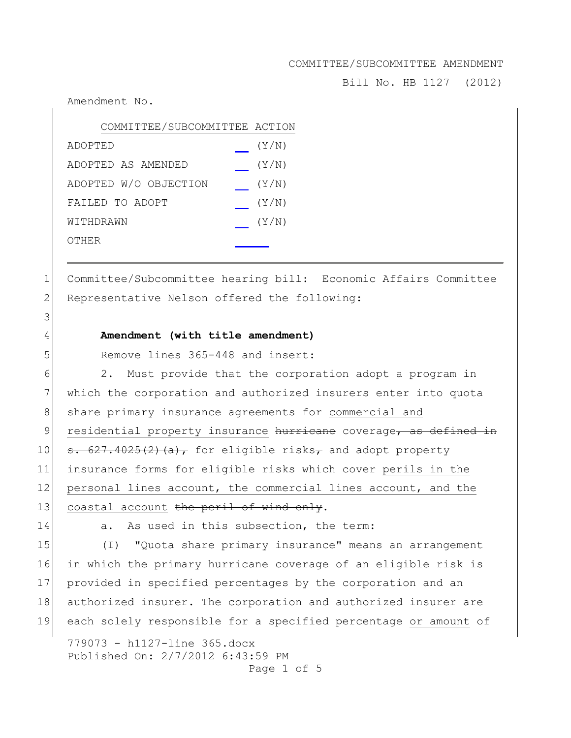COMMITTEE/SUBCOMMITTEE AMENDMENT

Bill No. HB 1127 (2012)

Amendment No.

| COMMITTEE/SUBCOMMITTEE ACTION | |
|---|---|
| ADOPTED | __ (Y/N) |
| ADOPTED AS AMENDED | __ (Y/N) |
| ADOPTED W/O OBJECTION | __ (Y/N) |
| FAILED TO ADOPT | __ (Y/N) |
| WITHDRAWN | __ (Y/N) |
| OTHER | ____ |

---

1 Committee/Subcommittee hearing bill: Economic Affairs Committee
2 Representative Nelson offered the following:
3
4 **Amendment (with title amendment)**
5 Remove lines 365-448 and insert:
6 2. Must provide that the corporation adopt a program in
7 which the corporation and authorized insurers enter into quota
8 share primary insurance agreements for <u>commercial and</u>
9 <u>residential property insurance</u> ~~hurricane~~ coverage~~, as defined in~~
10 ~~s. 627.4025(2)(a),~~ for eligible risks~~,~~ and adopt property
11 insurance forms for eligible risks which cover <u>perils in the</u>
12 <u>personal lines account, the commercial lines account, and the</u>
13 <u>coastal account</u> ~~the peril of wind only~~.
14 a. As used in this subsection, the term:
15 (I) "Quota share primary insurance" means an arrangement
16 in which the primary hurricane coverage of an eligible risk is
17 provided in specified percentages by the corporation and an
18 authorized insurer. The corporation and authorized insurer are
19 each solely responsible for a specified percentage <u>or amount</u> of

779073 - h1127-line 365.docx
Published On: 2/7/2012 6:43:59 PM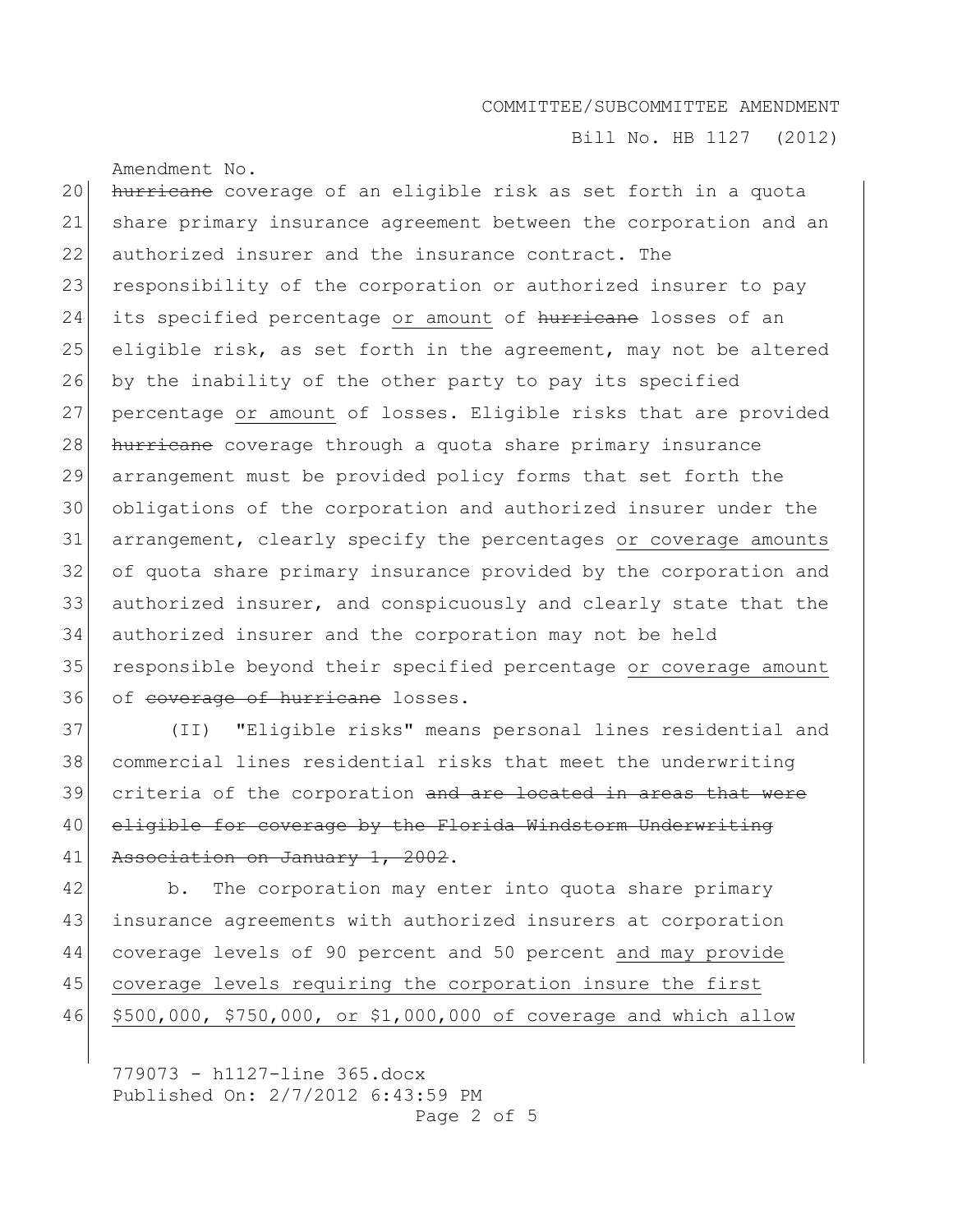hurricane coverage of an eligible risk as set forth in a quota share primary insurance agreement between the corporation and an authorized insurer and the insurance contract. The responsibility of the corporation or authorized insurer to pay its specified percentage or amount of hurricane losses of an eligible risk, as set forth in the agreement, may not be altered by the inability of the other party to pay its specified percentage or amount of losses. Eligible risks that are provided hurricane coverage through a quota share primary insurance arrangement must be provided policy forms that set forth the obligations of the corporation and authorized insurer under the arrangement, clearly specify the percentages or coverage amounts of quota share primary insurance provided by the corporation and authorized insurer, and conspicuously and clearly state that the authorized insurer and the corporation may not be held responsible beyond their specified percentage or coverage amount of coverage of hurricane losses.

(II) "Eligible risks" means personal lines residential and commercial lines residential risks that meet the underwriting criteria of the corporation and are located in areas that were eligible for coverage by the Florida Windstorm Underwriting Association on January 1, 2002.

b. The corporation may enter into quota share primary insurance agreements with authorized insurers at corporation coverage levels of 90 percent and 50 percent and may provide coverage levels requiring the corporation insure the first $500,000, $750,000, or $1,000,000 of coverage and which allow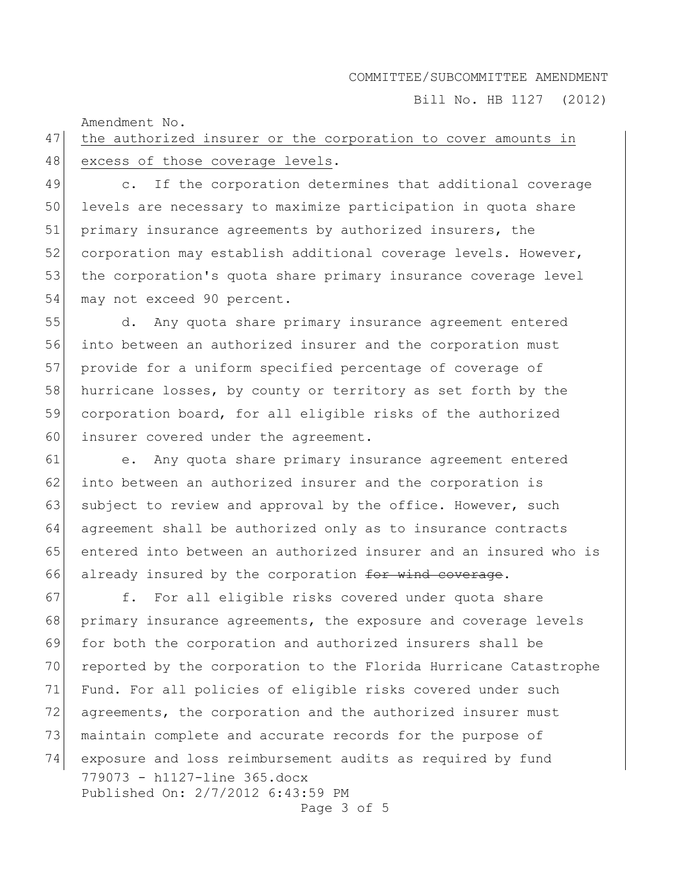the authorized insurer or the corporation to cover amounts in excess of those coverage levels.

c. If the corporation determines that additional coverage levels are necessary to maximize participation in quota share primary insurance agreements by authorized insurers, the corporation may establish additional coverage levels. However, the corporation's quota share primary insurance coverage level may not exceed 90 percent.

d. Any quota share primary insurance agreement entered into between an authorized insurer and the corporation must provide for a uniform specified percentage of coverage of hurricane losses, by county or territory as set forth by the corporation board, for all eligible risks of the authorized insurer covered under the agreement.

e. Any quota share primary insurance agreement entered into between an authorized insurer and the corporation is subject to review and approval by the office. However, such agreement shall be authorized only as to insurance contracts entered into between an authorized insurer and an insured who is already insured by the corporation ~~for wind coverage~~.

f. For all eligible risks covered under quota share primary insurance agreements, the exposure and coverage levels for both the corporation and authorized insurers shall be reported by the corporation to the Florida Hurricane Catastrophe Fund. For all policies of eligible risks covered under such agreements, the corporation and the authorized insurer must maintain complete and accurate records for the purpose of exposure and loss reimbursement audits as required by fund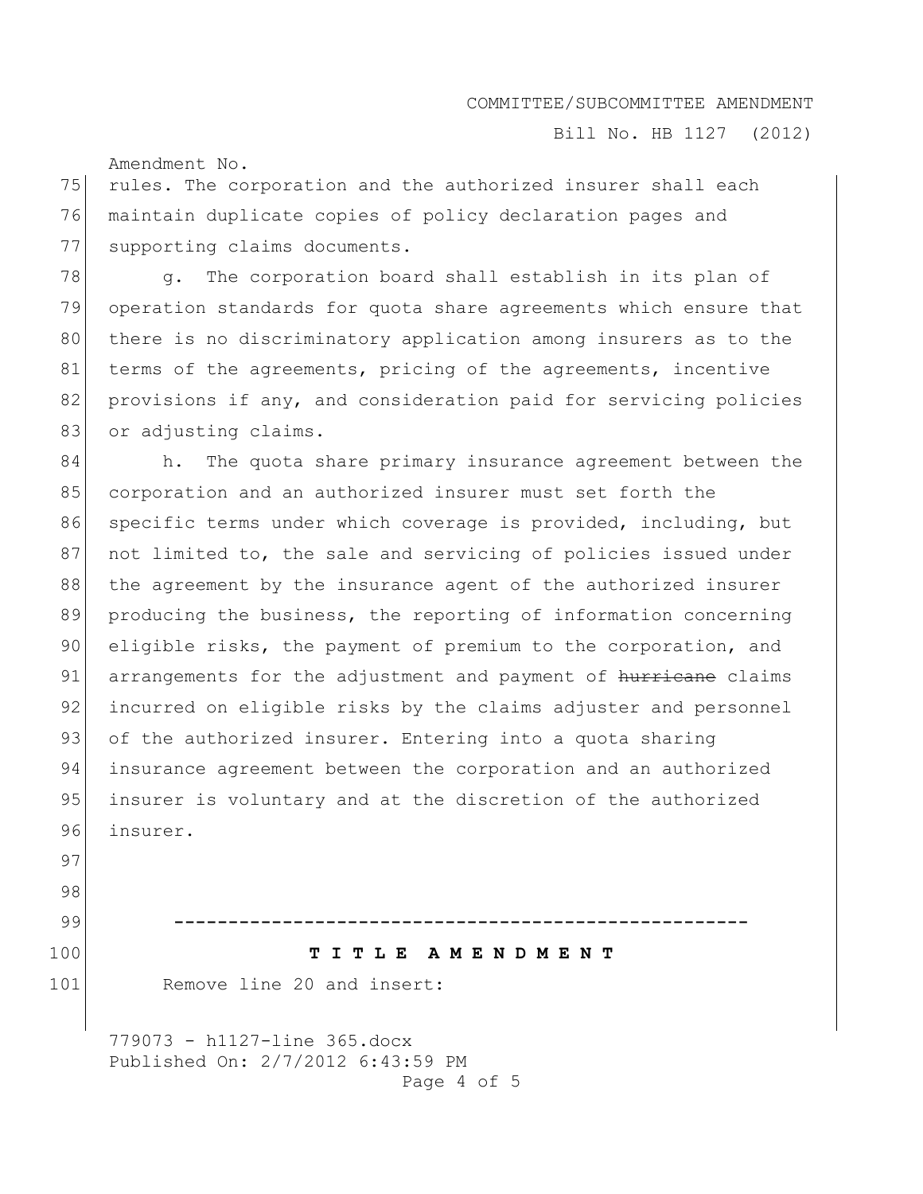rules. The corporation and the authorized insurer shall each maintain duplicate copies of policy declaration pages and supporting claims documents.

g. The corporation board shall establish in its plan of operation standards for quota share agreements which ensure that there is no discriminatory application among insurers as to the terms of the agreements, pricing of the agreements, incentive provisions if any, and consideration paid for servicing policies or adjusting claims.

h. The quota share primary insurance agreement between the corporation and an authorized insurer must set forth the specific terms under which coverage is provided, including, but not limited to, the sale and servicing of policies issued under the agreement by the insurance agent of the authorized insurer producing the business, the reporting of information concerning eligible risks, the payment of premium to the corporation, and arrangements for the adjustment and payment of ~~hurricane~~ claims incurred on eligible risks by the claims adjuster and personnel of the authorized insurer. Entering into a quota sharing insurance agreement between the corporation and an authorized insurer is voluntary and at the discretion of the authorized insurer.

-----------------------------------------------------

**T I T L E A M E N D M E N T**

Remove line 20 and insert: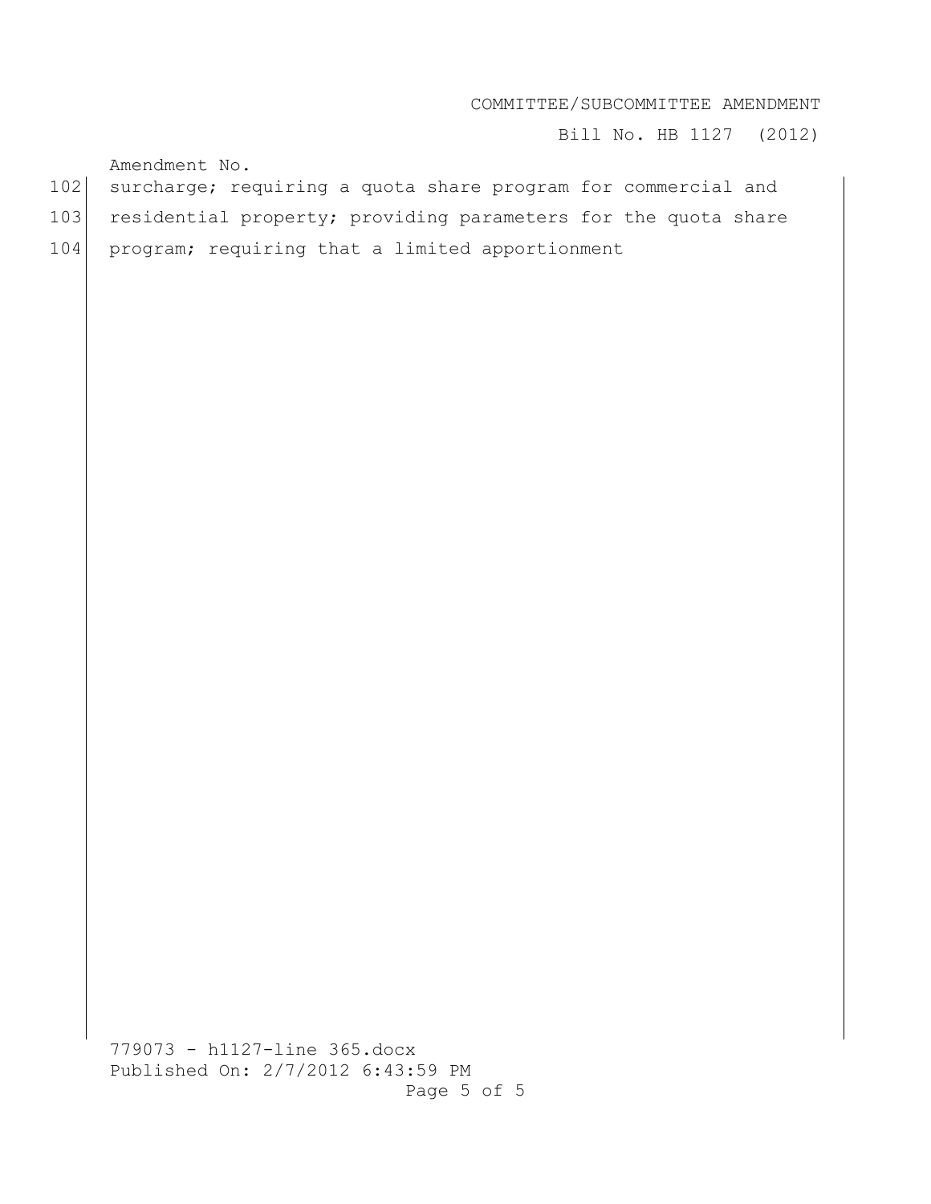surcharge; requiring a quota share program for commercial and residential property; providing parameters for the quota share program; requiring that a limited apportionment